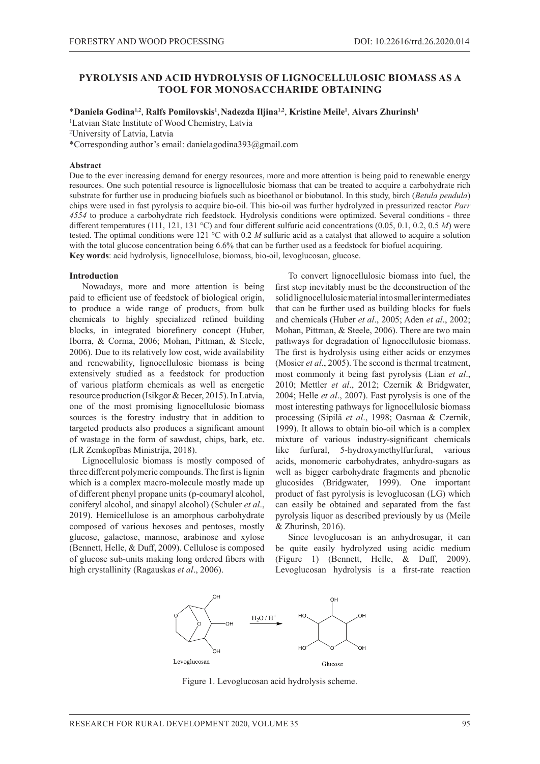# PYROLYSIS AND ACID HYDROLYSIS OF LIGNOCELLULOSIC BIOMASS AS A TOOL FOR MONOSACCHARIDE OBTAINING

*__Daniela Godina__[1,2], __Ralfs Pomilovskis__[1], __Nadezda Iljina__[1,2], __Kristine Meile__[1], __Aivars Zhurinsh__[1]

[1]Latvian State Institute of Wood Chemistry, Latvia

[2]University of Latvia, Latvia

*Corresponding author's email: danielagodina393@gmail.com

### Abstract

Due to the ever increasing demand for energy resources, more and more attention is being paid to renewable energy resources. One such potential resource is lignocellulosic biomass that can be treated to acquire a carbohydrate rich substrate for further use in producing biofuels such as bioethanol or biobutanol. In this study, birch (*Betula pendula*) chips were used in fast pyrolysis to acquire bio-oil. This bio-oil was further hydrolyzed in pressurized reactor *Parr 4554* to produce a carbohydrate rich feedstock. Hydrolysis conditions were optimized. Several conditions - three different temperatures (111, 121, 131 °C) and four different sulfuric acid concentrations (0.05, 0.1, 0.2, 0.5 *M*) were tested. The optimal conditions were 121 °C with 0.2 *M* sulfuric acid as a catalyst that allowed to acquire a solution with the total glucose concentration being 6.6% that can be further used as a feedstock for biofuel acquiring.

**Key words**: acid hydrolysis, lignocellulose, biomass, bio-oil, levoglucosan, glucose.

### Introduction

Nowadays, more and more attention is being paid to efficient use of feedstock of biological origin, to produce a wide range of products, from bulk chemicals to highly specialized refined building blocks, in integrated biorefinery concept (Huber, Iborra, & Corma, 2006; Mohan, Pittman, & Steele, 2006). Due to its relatively low cost, wide availability and renewability, lignocellulosic biomass is being extensively studied as a feedstock for production of various platform chemicals as well as energetic resource production (Isikgor & Becer, 2015). In Latvia, one of the most promising lignocellulosic biomass sources is the forestry industry that in addition to targeted products also produces a significant amount of wastage in the form of sawdust, chips, bark, etc. (LR Zemkopības Ministrija, 2018).

Lignocellulosic biomass is mostly composed of three different polymeric compounds. The first is lignin which is a complex macro-molecule mostly made up of different phenyl propane units (p-coumaryl alcohol, coniferyl alcohol, and sinapyl alcohol) (Schuler *et al*., 2019). Hemicellulose is an amorphous carbohydrate composed of various hexoses and pentoses, mostly glucose, galactose, mannose, arabinose and xylose (Bennett, Helle, & Duff, 2009). Cellulose is composed of glucose sub-units making long ordered fibers with high crystallinity (Ragauskas *et al*., 2006).

To convert lignocellulosic biomass into fuel, the first step inevitably must be the deconstruction of the solid lignocellulosic material into smaller intermediates that can be further used as building blocks for fuels and chemicals (Huber *et al*., 2005; Aden *et al*., 2002; Mohan, Pittman, & Steele, 2006). There are two main pathways for degradation of lignocellulosic biomass. The first is hydrolysis using either acids or enzymes (Mosier *et al*., 2005). The second is thermal treatment, most commonly it being fast pyrolysis (Lian *et al*., 2010; Mettler *et al*., 2012; Czernik & Bridgwater, 2004; Helle *et al*., 2007). Fast pyrolysis is one of the most interesting pathways for lignocellulosic biomass processing (Sipilä *et al*., 1998; Oasmaa & Czernik, 1999). It allows to obtain bio-oil which is a complex mixture of various industry-significant chemicals like furfural, 5-hydroxymethylfurfural, various acids, monomeric carbohydrates, anhydro-sugars as well as bigger carbohydrate fragments and phenolic glucosides (Bridgwater, 1999). One important product of fast pyrolysis is levoglucosan (LG) which can easily be obtained and separated from the fast pyrolysis liquor as described previously by us (Meile & Zhurinsh, 2016).

Since levoglucosan is an anhydrosugar, it can be quite easily hydrolyzed using acidic medium (Figure 1) (Bennett, Helle, & Duff, 2009). Levoglucosan hydrolysis is a first-rate reaction

Levoglucosan $\xrightarrow{H_2O / H^+}$ Glucose

Figure 1. Levoglucosan acid hydrolysis scheme.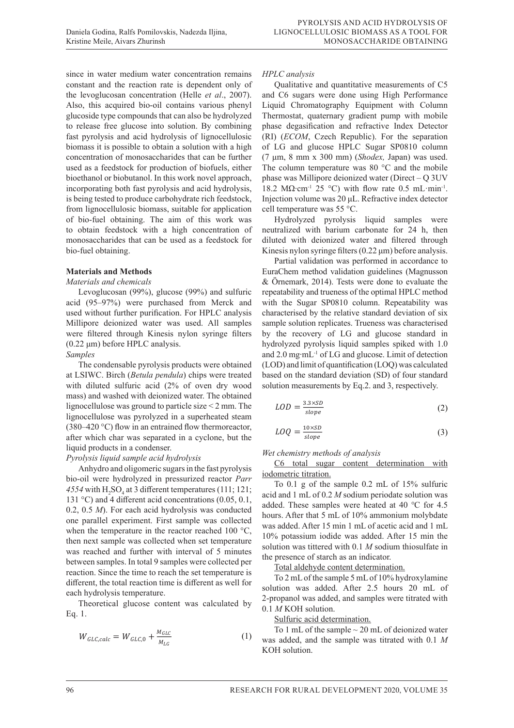since in water medium water concentration remains constant and the reaction rate is dependent only of the levoglucosan concentration (Helle *et al*., 2007). Also, this acquired bio-oil contains various phenyl glucoside type compounds that can also be hydrolyzed to release free glucose into solution. By combining fast pyrolysis and acid hydrolysis of lignocellulosic biomass it is possible to obtain a solution with a high concentration of monosaccharides that can be further used as a feedstock for production of biofuels, either bioethanol or biobutanol. In this work novel approach, incorporating both fast pyrolysis and acid hydrolysis, is being tested to produce carbohydrate rich feedstock, from lignocellulosic biomass, suitable for application of bio-fuel obtaining. The aim of this work was to obtain feedstock with a high concentration of monosaccharides that can be used as a feedstock for bio-fuel obtaining.

## Materials and Methods

*Materials and chemicals*

Levoglucosan (99%), glucose (99%) and sulfuric acid (95–97%) were purchased from Merck and used without further purification. For HPLC analysis Millipore deionized water was used. All samples were filtered through Kinesis nylon syringe filters (0.22 μm) before HPLC analysis.

*Samples*

The condensable pyrolysis products were obtained at LSIWC. Birch (*Betula pendula*) chips were treated with diluted sulfuric acid (2% of oven dry wood mass) and washed with deionized water. The obtained lignocellulose was ground to particle size < 2 mm. The lignocellulose was pyrolyzed in a superheated steam (380–420 °C) flow in an entrained flow thermoreactor, after which char was separated in a cyclone, but the liquid products in a condenser.

*Pyrolysis liquid sample acid hydrolysis*

Anhydro and oligomeric sugars in the fast pyrolysis bio-oil were hydrolyzed in pressurized reactor *Parr 4554* with $H_2SO_4$ at 3 different temperatures (111; 121; 131 °C) and 4 different acid concentrations (0.05, 0.1, 0.2, 0.5 *M*). For each acid hydrolysis was conducted one parallel experiment. First sample was collected when the temperature in the reactor reached 100 °C, then next sample was collected when set temperature was reached and further with interval of 5 minutes between samples. In total 9 samples were collected per reaction. Since the time to reach the set temperature is different, the total reaction time is different as well for each hydrolysis temperature.

Theoretical glucose content was calculated by Eq. 1.

$$W_{GLC,calc} = W_{GLC,0} + \frac{M_{GLC}}{M_{LG}} \tag{1}$$

*HPLC analysis*

Qualitative and quantitative measurements of C5 and C6 sugars were done using High Performance Liquid Chromatography Equipment with Column Thermostat, quaternary gradient pump with mobile phase degasification and refractive Index Detector (RI) (*ECOM*, Czech Republic). For the separation of LG and glucose HPLC Sugar SP0810 column (7 μm, 8 mm x 300 mm) (*Shodex,* Japan) was used. The column temperature was 80 °C and the mobile phase was Millipore deionized water (Direct – Q 3UV 18.2 MΩ·cm$^{-1}$ 25 °C) with flow rate 0.5 mL·min$^{-1}$. Injection volume was 20 μL. Refractive index detector cell temperature was 55 °C.

Hydrolyzed pyrolysis liquid samples were neutralized with barium carbonate for 24 h, then diluted with deionized water and filtered through Kinesis nylon syringe filters (0.22 μm) before analysis.

Partial validation was performed in accordance to EuraChem method validation guidelines (Magnusson & Örnemark, 2014). Tests were done to evaluate the repeatability and trueness of the optimal HPLC method with the Sugar SP0810 column. Repeatability was characterised by the relative standard deviation of six sample solution replicates. Trueness was characterised by the recovery of LG and glucose standard in hydrolyzed pyrolysis liquid samples spiked with 1.0 and 2.0 mg·mL$^{-1}$ of LG and glucose. Limit of detection (LOD) and limit of quantification (LOQ) was calculated based on the standard deviation (SD) of four standard solution measurements by Eq.2. and 3, respectively.

$$LOD = \frac{3.3 \times SD}{slope} \tag{2}$$

$$LOQ = \frac{10 \times SD}{slope} \tag{3}$$

*Wet chemistry methods of analysis*

C6 total sugar content determination with iodometric titration.

To 0.1 g of the sample 0.2 mL of 15% sulfuric acid and 1 mL of 0.2 *M* sodium periodate solution was added. These samples were heated at 40 °C for 4.5 hours. After that 5 mL of 10% ammonium molybdate was added. After 15 min 1 mL of acetic acid and 1 mL 10% potassium iodide was added. After 15 min the solution was tittered with 0.1 *M* sodium thiosulfate in the presence of starch as an indicator.

Total aldehyde content determination.

To 2 mL of the sample 5 mL of 10% hydroxylamine solution was added. After 2.5 hours 20 mL of 2-propanol was added, and samples were titrated with 0.1 *M* KOH solution.

Sulfuric acid determination.

To 1 mL of the sample ~ 20 mL of deionized water was added, and the sample was titrated with 0.1 *M* KOH solution.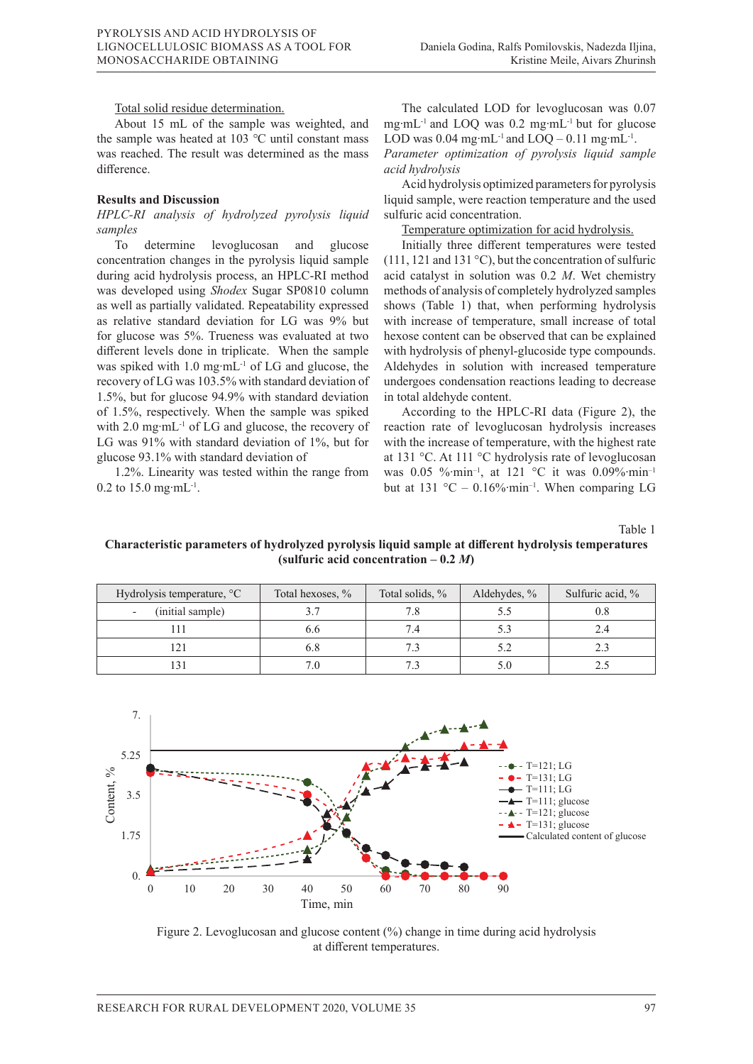Total solid residue determination.

About 15 mL of the sample was weighted, and the sample was heated at 103 °C until constant mass was reached. The result was determined as the mass difference.

## Results and Discussion

*HPLC-RI analysis of hydrolyzed pyrolysis liquid samples*

To determine levoglucosan and glucose concentration changes in the pyrolysis liquid sample during acid hydrolysis process, an HPLC-RI method was developed using *Shodex* Sugar SP0810 column as well as partially validated. Repeatability expressed as relative standard deviation for LG was 9% but for glucose was 5%. Trueness was evaluated at two different levels done in triplicate. When the sample was spiked with 1.0 mg·mL$^{-1}$ of LG and glucose, the recovery of LG was 103.5% with standard deviation of 1.5%, but for glucose 94.9% with standard deviation of 1.5%, respectively. When the sample was spiked with 2.0 mg·mL$^{-1}$ of LG and glucose, the recovery of LG was 91% with standard deviation of 1%, but for glucose 93.1% with standard deviation of 1.2%. Linearity was tested within the range from 0.2 to 15.0 mg·mL$^{-1}$.

The calculated LOD for levoglucosan was 0.07 mg·mL$^{-1}$ and LOQ was 0.2 mg·mL$^{-1}$ but for glucose LOD was 0.04 mg·mL$^{-1}$ and LOQ – 0.11 mg·mL$^{-1}$.

*Parameter optimization of pyrolysis liquid sample acid hydrolysis*

Acid hydrolysis optimized parameters for pyrolysis liquid sample, were reaction temperature and the used sulfuric acid concentration.

Temperature optimization for acid hydrolysis.

Initially three different temperatures were tested (111, 121 and 131 °C), but the concentration of sulfuric acid catalyst in solution was 0.2 *M*. Wet chemistry methods of analysis of completely hydrolyzed samples shows (Table 1) that, when performing hydrolysis with increase of temperature, small increase of total hexose content can be observed that can be explained with hydrolysis of phenyl-glucoside type compounds. Aldehydes in solution with increased temperature undergoes condensation reactions leading to decrease in total aldehyde content.

According to the HPLC-RI data (Figure 2), the reaction rate of levoglucosan hydrolysis increases with the increase of temperature, with the highest rate at 131 °C. At 111 °C hydrolysis rate of levoglucosan was 0.05 %·min$^{-1}$, at 121 °C it was 0.09%·min$^{-1}$ but at 131 °C – 0.16%·min$^{-1}$. When comparing LG

Table 1

**Characteristic parameters of hydrolyzed pyrolysis liquid sample at different hydrolysis temperatures (sulfuric acid concentration – 0.2 *M*)**

| Hydrolysis temperature, °C | Total hexoses, % | Total solids, % | Aldehydes, % | Sulfuric acid, % |
|---|---|---|---|---|
| - (initial sample) | 3.7 | 7.8 | 5.5 | 0.8 |
| 111 | 6.6 | 7.4 | 5.3 | 2.4 |
| 121 | 6.8 | 7.3 | 5.2 | 2.3 |
| 131 | 7.0 | 7.3 | 5.0 | 2.5 |

Figure 2. Levoglucosan and glucose content (%) change in time during acid hydrolysis at different temperatures.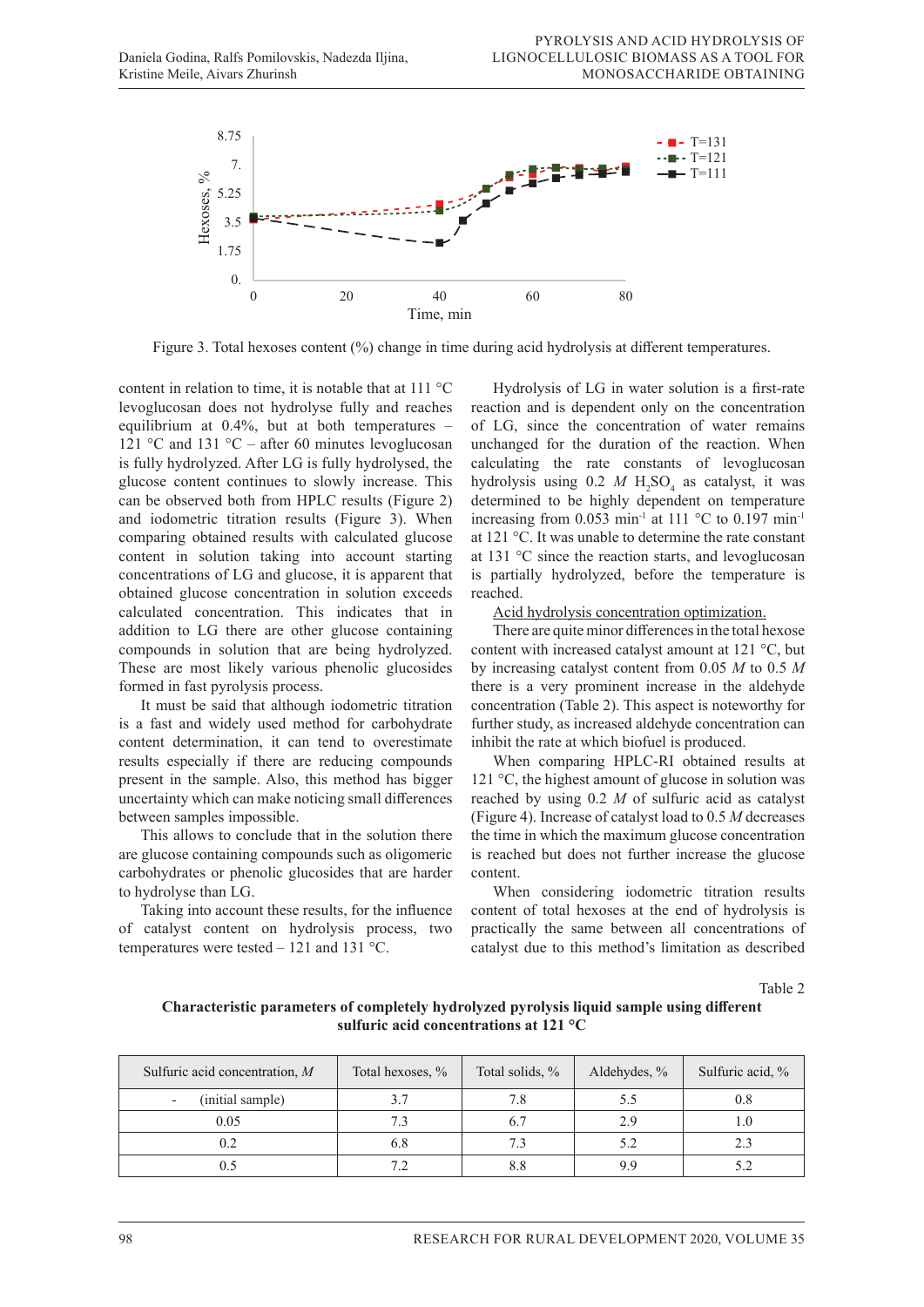Figure 3. Total hexoses content (%) change in time during acid hydrolysis at different temperatures.

content in relation to time, it is notable that at 111 °C levoglucosan does not hydrolyse fully and reaches equilibrium at 0.4%, but at both temperatures – 121 °C and 131 °C – after 60 minutes levoglucosan is fully hydrolyzed. After LG is fully hydrolysed, the glucose content continues to slowly increase. This can be observed both from HPLC results (Figure 2) and iodometric titration results (Figure 3). When comparing obtained results with calculated glucose content in solution taking into account starting concentrations of LG and glucose, it is apparent that obtained glucose concentration in solution exceeds calculated concentration. This indicates that in addition to LG there are other glucose containing compounds in solution that are being hydrolyzed. These are most likely various phenolic glucosides formed in fast pyrolysis process.

It must be said that although iodometric titration is a fast and widely used method for carbohydrate content determination, it can tend to overestimate results especially if there are reducing compounds present in the sample. Also, this method has bigger uncertainty which can make noticing small differences between samples impossible.

This allows to conclude that in the solution there are glucose containing compounds such as oligomeric carbohydrates or phenolic glucosides that are harder to hydrolyse than LG.

Taking into account these results, for the influence of catalyst content on hydrolysis process, two temperatures were tested – 121 and 131 °C.

Hydrolysis of LG in water solution is a first-rate reaction and is dependent only on the concentration of LG, since the concentration of water remains unchanged for the duration of the reaction. When calculating the rate constants of levoglucosan hydrolysis using 0.2 *M* $H_2SO_4$ as catalyst, it was determined to be highly dependent on temperature increasing from 0.053 $min^{-1}$ at 111 °C to 0.197 $min^{-1}$ at 121 °C. It was unable to determine the rate constant at 131 °C since the reaction starts, and levoglucosan is partially hydrolyzed, before the temperature is reached.

Acid hydrolysis concentration optimization.

There are quite minor differences in the total hexose content with increased catalyst amount at 121 °C, but by increasing catalyst content from 0.05 *M* to 0.5 *M* there is a very prominent increase in the aldehyde concentration (Table 2). This aspect is noteworthy for further study, as increased aldehyde concentration can inhibit the rate at which biofuel is produced.

When comparing HPLC-RI obtained results at 121 °C, the highest amount of glucose in solution was reached by using 0.2 *M* of sulfuric acid as catalyst (Figure 4). Increase of catalyst load to 0.5 *M* decreases the time in which the maximum glucose concentration is reached but does not further increase the glucose content.

When considering iodometric titration results content of total hexoses at the end of hydrolysis is practically the same between all concentrations of catalyst due to this method's limitation as described

Table 2

**Characteristic parameters of completely hydrolyzed pyrolysis liquid sample using different sulfuric acid concentrations at 121 °C**

| Sulfuric acid concentration, *M* | Total hexoses, % | Total solids, % | Aldehydes, % | Sulfuric acid, % |
|---|---|---|---|---|
| - (initial sample) | 3.7 | 7.8 | 5.5 | 0.8 |
| 0.05 | 7.3 | 6.7 | 2.9 | 1.0 |
| 0.2 | 6.8 | 7.3 | 5.2 | 2.3 |
| 0.5 | 7.2 | 8.8 | 9.9 | 5.2 |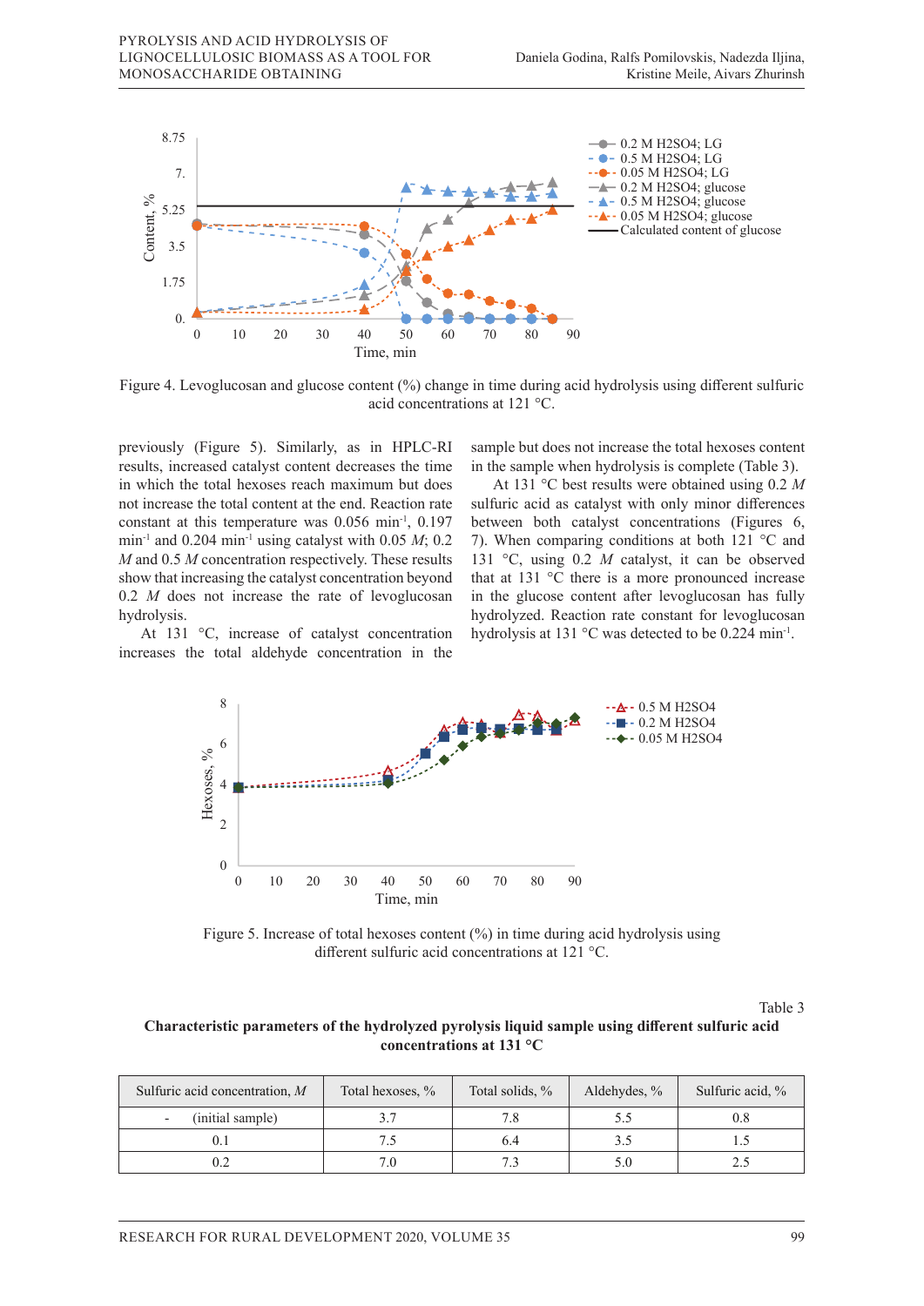Figure 4. Levoglucosan and glucose content (%) change in time during acid hydrolysis using different sulfuric acid concentrations at 121 °C.

previously (Figure 5). Similarly, as in HPLC-RI results, increased catalyst content decreases the time in which the total hexoses reach maximum but does not increase the total content at the end. Reaction rate constant at this temperature was 0.056 $min^{-1}$, 0.197 $min^{-1}$ and 0.204 $min^{-1}$ using catalyst with 0.05 *M*; 0.2 *M* and 0.5 *M* concentration respectively. These results show that increasing the catalyst concentration beyond 0.2 *M* does not increase the rate of levoglucosan hydrolysis.

At 131 °C, increase of catalyst concentration increases the total aldehyde concentration in the sample but does not increase the total hexoses content in the sample when hydrolysis is complete (Table 3).

At 131 °C best results were obtained using 0.2 *M* sulfuric acid as catalyst with only minor differences between both catalyst concentrations (Figures 6, 7). When comparing conditions at both 121 °C and 131 °C, using 0.2 *M* catalyst, it can be observed that at 131 °C there is a more pronounced increase in the glucose content after levoglucosan has fully hydrolyzed. Reaction rate constant for levoglucosan hydrolysis at 131 °C was detected to be 0.224 $min^{-1}$.

Figure 5. Increase of total hexoses content (%) in time during acid hydrolysis using different sulfuric acid concentrations at 121 °C.

Table 3

**Characteristic parameters of the hydrolyzed pyrolysis liquid sample using different sulfuric acid concentrations at 131 °C**

| Sulfuric acid concentration, *M* | Total hexoses, % | Total solids, % | Aldehydes, % | Sulfuric acid, % |
|---|---|---|---|---|
| - (initial sample) | 3.7 | 7.8 | 5.5 | 0.8 |
| 0.1 | 7.5 | 6.4 | 3.5 | 1.5 |
| 0.2 | 7.0 | 7.3 | 5.0 | 2.5 |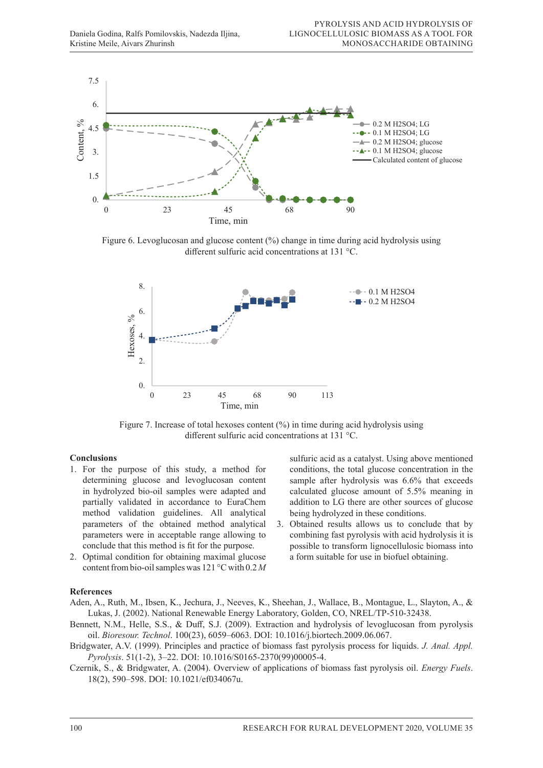Figure 6. Levoglucosan and glucose content (%) change in time during acid hydrolysis using different sulfuric acid concentrations at 131 °C.

Figure 7. Increase of total hexoses content (%) in time during acid hydrolysis using different sulfuric acid concentrations at 131 °C.

## Conclusions

1. For the purpose of this study, a method for determining glucose and levoglucosan content in hydrolyzed bio-oil samples were adapted and partially validated in accordance to EuraChem method validation guidelines. All analytical parameters of the obtained method analytical parameters were in acceptable range allowing to conclude that this method is fit for the purpose.
2. Optimal condition for obtaining maximal glucose content from bio-oil samples was 121 °C with 0.2 *M* sulfuric acid as a catalyst. Using above mentioned conditions, the total glucose concentration in the sample after hydrolysis was 6.6% that exceeds calculated glucose amount of 5.5% meaning in addition to LG there are other sources of glucose being hydrolyzed in these conditions.
3. Obtained results allows us to conclude that by combining fast pyrolysis with acid hydrolysis it is possible to transform lignocellulosic biomass into a form suitable for use in biofuel obtaining.

## References

Aden, A., Ruth, M., Ibsen, K., Jechura, J., Neeves, K., Sheehan, J., Wallace, B., Montague, L., Slayton, A., & Lukas, J. (2002). National Renewable Energy Laboratory, Golden, CO, NREL/TP-510-32438.

Bennett, N.M., Helle, S.S., & Duff, S.J. (2009). Extraction and hydrolysis of levoglucosan from pyrolysis oil. *Bioresour. Technol*. 100(23), 6059–6063. DOI: 10.1016/j.biortech.2009.06.067.

Bridgwater, A.V. (1999). Principles and practice of biomass fast pyrolysis process for liquids. *J. Anal. Appl. Pyrolysis*. 51(1-2), 3–22. DOI: 10.1016/S0165-2370(99)00005-4.

Czernik, S., & Bridgwater, A. (2004). Overview of applications of biomass fast pyrolysis oil. *Energy Fuels*. 18(2), 590–598. DOI: 10.1021/ef034067u.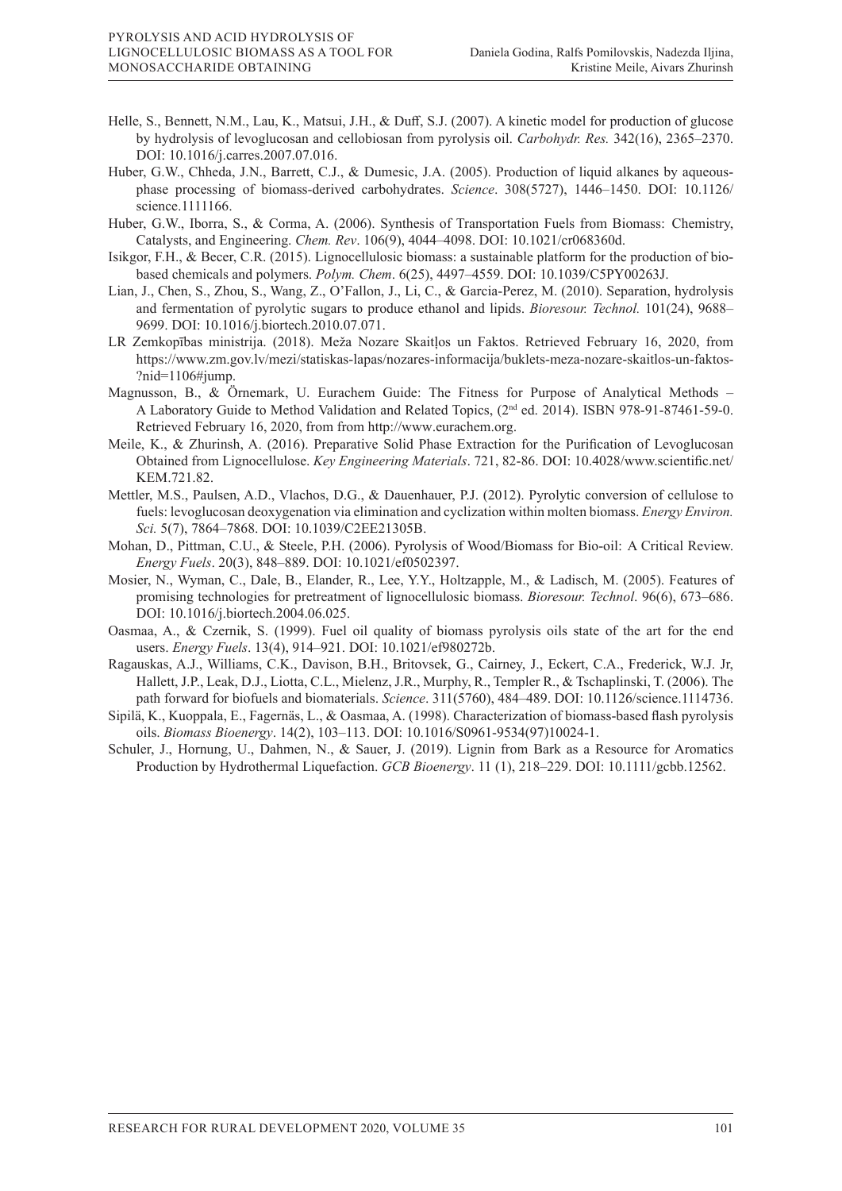Helle, S., Bennett, N.M., Lau, K., Matsui, J.H., & Duff, S.J. (2007). A kinetic model for production of glucose by hydrolysis of levoglucosan and cellobiosan from pyrolysis oil. *Carbohydr. Res.* 342(16), 2365–2370. DOI: 10.1016/j.carres.2007.07.016.

Huber, G.W., Chheda, J.N., Barrett, C.J., & Dumesic, J.A. (2005). Production of liquid alkanes by aqueous-phase processing of biomass-derived carbohydrates. *Science*. 308(5727), 1446–1450. DOI: 10.1126/science.1111166.

Huber, G.W., Iborra, S., & Corma, A. (2006). Synthesis of Transportation Fuels from Biomass: Chemistry, Catalysts, and Engineering. *Chem. Rev*. 106(9), 4044–4098. DOI: 10.1021/cr068360d.

Isikgor, F.H., & Becer, C.R. (2015). Lignocellulosic biomass: a sustainable platform for the production of bio-based chemicals and polymers. *Polym. Chem*. 6(25), 4497–4559. DOI: 10.1039/C5PY00263J.

Lian, J., Chen, S., Zhou, S., Wang, Z., O'Fallon, J., Li, C., & Garcia-Perez, M. (2010). Separation, hydrolysis and fermentation of pyrolytic sugars to produce ethanol and lipids. *Bioresour. Technol.* 101(24), 9688–9699. DOI: 10.1016/j.biortech.2010.07.071.

LR Zemkopības ministrija. (2018). Meža Nozare Skaitļos un Faktos. Retrieved February 16, 2020, from https://www.zm.gov.lv/mezi/statiskas-lapas/nozares-informacija/buklets-meza-nozare-skaitlos-un-faktos-?nid=1106#jump.

Magnusson, B., & Örnemark, U. Eurachem Guide: The Fitness for Purpose of Analytical Methods – A Laboratory Guide to Method Validation and Related Topics, (2nd ed. 2014). ISBN 978-91-87461-59-0. Retrieved February 16, 2020, from from http://www.eurachem.org.

Meile, K., & Zhurinsh, A. (2016). Preparative Solid Phase Extraction for the Purification of Levoglucosan Obtained from Lignocellulose. *Key Engineering Materials*. 721, 82-86. DOI: 10.4028/www.scientific.net/KEM.721.82.

Mettler, M.S., Paulsen, A.D., Vlachos, D.G., & Dauenhauer, P.J. (2012). Pyrolytic conversion of cellulose to fuels: levoglucosan deoxygenation via elimination and cyclization within molten biomass. *Energy Environ. Sci.* 5(7), 7864–7868. DOI: 10.1039/C2EE21305B.

Mohan, D., Pittman, C.U., & Steele, P.H. (2006). Pyrolysis of Wood/Biomass for Bio-oil: A Critical Review. *Energy Fuels*. 20(3), 848–889. DOI: 10.1021/ef0502397.

Mosier, N., Wyman, C., Dale, B., Elander, R., Lee, Y.Y., Holtzapple, M., & Ladisch, M. (2005). Features of promising technologies for pretreatment of lignocellulosic biomass. *Bioresour. Technol*. 96(6), 673–686. DOI: 10.1016/j.biortech.2004.06.025.

Oasmaa, A., & Czernik, S. (1999). Fuel oil quality of biomass pyrolysis oils state of the art for the end users. *Energy Fuels*. 13(4), 914–921. DOI: 10.1021/ef980272b.

Ragauskas, A.J., Williams, C.K., Davison, B.H., Britovsek, G., Cairney, J., Eckert, C.A., Frederick, W.J. Jr, Hallett, J.P., Leak, D.J., Liotta, C.L., Mielenz, J.R., Murphy, R., Templer R., & Tschaplinski, T. (2006). The path forward for biofuels and biomaterials. *Science*. 311(5760), 484–489. DOI: 10.1126/science.1114736.

Sipilä, K., Kuoppala, E., Fagernäs, L., & Oasmaa, A. (1998). Characterization of biomass-based flash pyrolysis oils. *Biomass Bioenergy*. 14(2), 103–113. DOI: 10.1016/S0961-9534(97)10024-1.

Schuler, J., Hornung, U., Dahmen, N., & Sauer, J. (2019). Lignin from Bark as a Resource for Aromatics Production by Hydrothermal Liquefaction. *GCB Bioenergy*. 11 (1), 218–229. DOI: 10.1111/gcbb.12562.